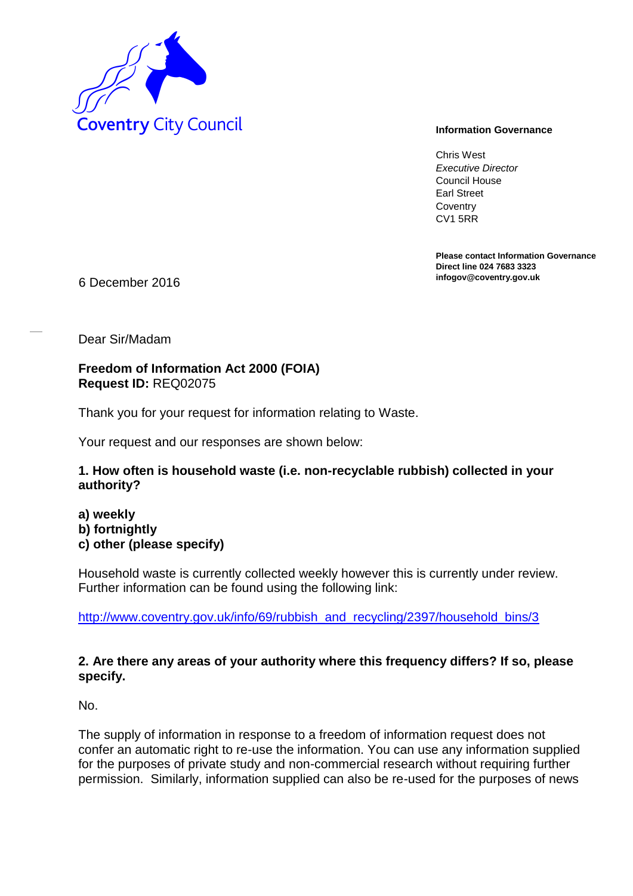Coventry City Council

**Information Governance**

Chris West
*Executive Director*
Council House
Earl Street
Coventry
CV1 5RR

**Please contact Information Governance**
**Direct line 024 7683 3323**
**infogov@coventry.gov.uk**

6 December 2016

Dear Sir/Madam

**Freedom of Information Act 2000 (FOIA)**
**Request ID:** REQ02075

Thank you for your request for information relating to Waste.

Your request and our responses are shown below:

**1. How often is household waste (i.e. non-recyclable rubbish) collected in your authority?**

**a) weekly**
**b) fortnightly**
**c) other (please specify)**

Household waste is currently collected weekly however this is currently under review. Further information can be found using the following link:

http://www.coventry.gov.uk/info/69/rubbish_and_recycling/2397/household_bins/3

**2. Are there any areas of your authority where this frequency differs? If so, please specify.**

No.

The supply of information in response to a freedom of information request does not confer an automatic right to re-use the information. You can use any information supplied for the purposes of private study and non-commercial research without requiring further permission. Similarly, information supplied can also be re-used for the purposes of news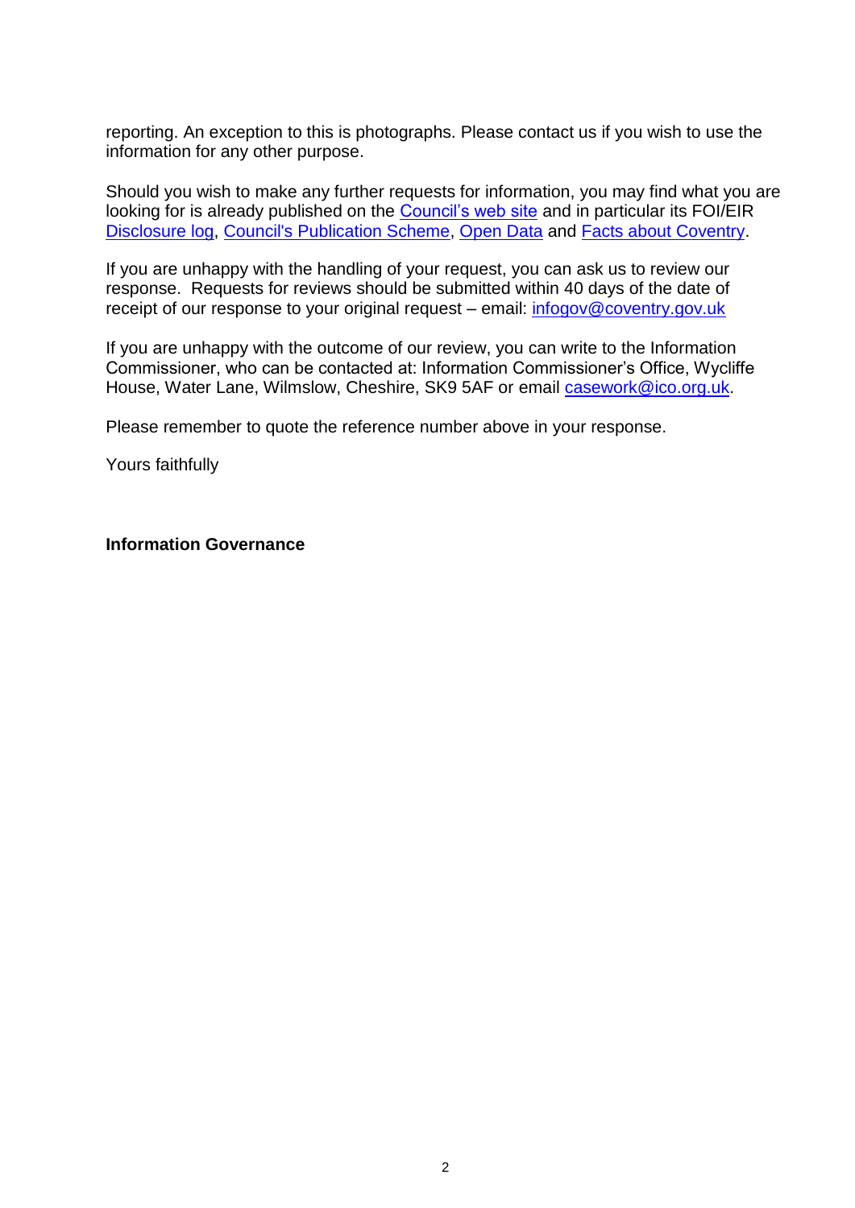reporting. An exception to this is photographs. Please contact us if you wish to use the information for any other purpose.

Should you wish to make any further requests for information, you may find what you are looking for is already published on the Council's web site and in particular its FOI/EIR Disclosure log, Council's Publication Scheme, Open Data and Facts about Coventry.

If you are unhappy with the handling of your request, you can ask us to review our response. Requests for reviews should be submitted within 40 days of the date of receipt of our response to your original request – email: infogov@coventry.gov.uk

If you are unhappy with the outcome of our review, you can write to the Information Commissioner, who can be contacted at: Information Commissioner's Office, Wycliffe House, Water Lane, Wilmslow, Cheshire, SK9 5AF or email casework@ico.org.uk.

Please remember to quote the reference number above in your response.

Yours faithfully

**Information Governance**